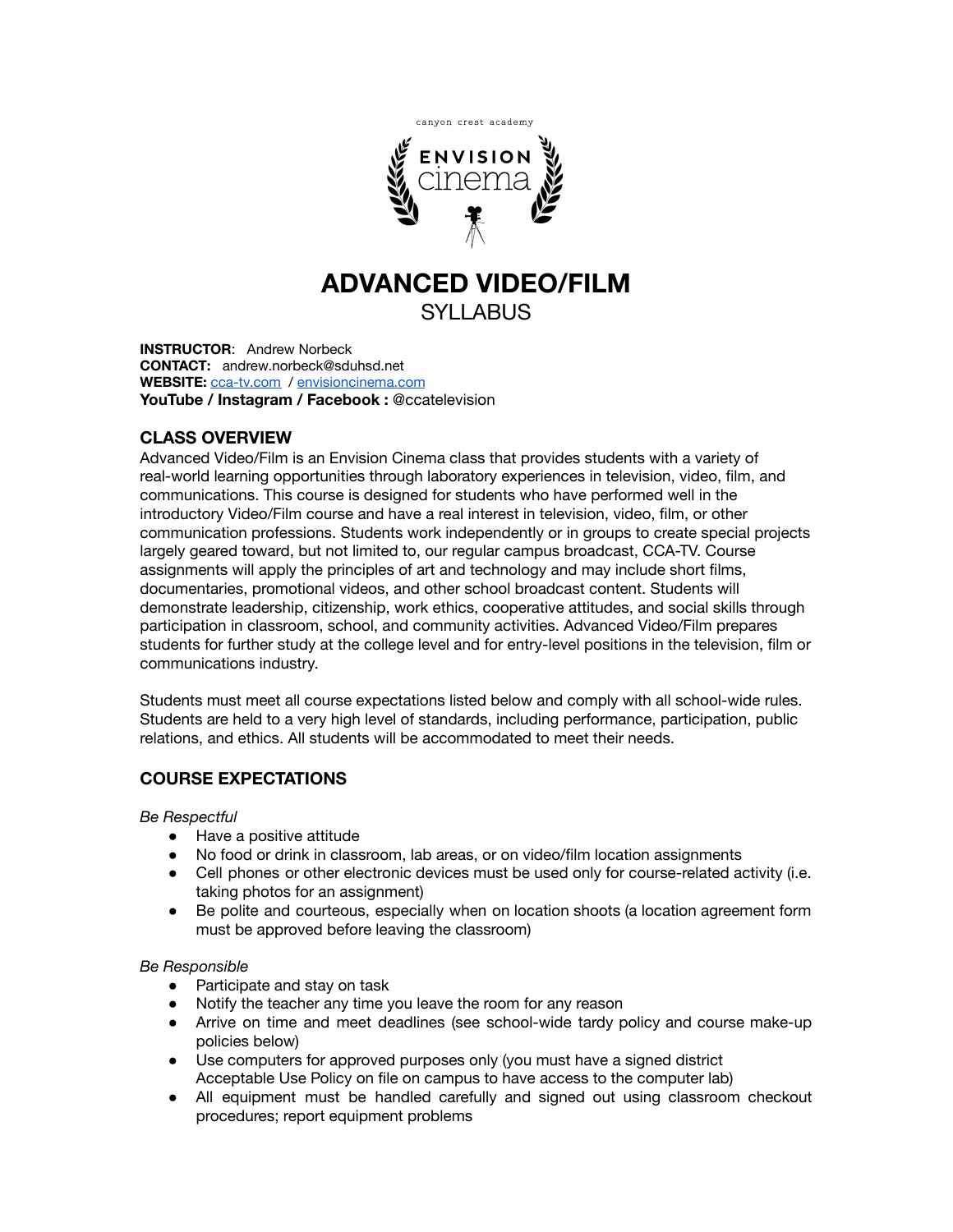canyon crest academy

ENVISION cinema

# ADVANCED VIDEO/FILM

## SYLLABUS

**INSTRUCTOR**: Andrew Norbeck
**CONTACT:** andrew.norbeck@sduhsd.net
**WEBSITE:** [cca-tv.com](http://cca-tv.com) / [envisioncinema.com](http://envisioncinema.com)
**YouTube / Instagram / Facebook :** @ccatelevision

### CLASS OVERVIEW

Advanced Video/Film is an Envision Cinema class that provides students with a variety of real-world learning opportunities through laboratory experiences in television, video, film, and communications. This course is designed for students who have performed well in the introductory Video/Film course and have a real interest in television, video, film, or other communication professions. Students work independently or in groups to create special projects largely geared toward, but not limited to, our regular campus broadcast, CCA-TV. Course assignments will apply the principles of art and technology and may include short films, documentaries, promotional videos, and other school broadcast content. Students will demonstrate leadership, citizenship, work ethics, cooperative attitudes, and social skills through participation in classroom, school, and community activities. Advanced Video/Film prepares students for further study at the college level and for entry-level positions in the television, film or communications industry.

Students must meet all course expectations listed below and comply with all school-wide rules. Students are held to a very high level of standards, including performance, participation, public relations, and ethics. All students will be accommodated to meet their needs.

### COURSE EXPECTATIONS

*Be Respectful*

- Have a positive attitude
- No food or drink in classroom, lab areas, or on video/film location assignments
- Cell phones or other electronic devices must be used only for course-related activity (i.e. taking photos for an assignment)
- Be polite and courteous, especially when on location shoots (a location agreement form must be approved before leaving the classroom)

*Be Responsible*

- Participate and stay on task
- Notify the teacher any time you leave the room for any reason
- Arrive on time and meet deadlines (see school-wide tardy policy and course make-up policies below)
- Use computers for approved purposes only (you must have a signed district Acceptable Use Policy on file on campus to have access to the computer lab)
- All equipment must be handled carefully and signed out using classroom checkout procedures; report equipment problems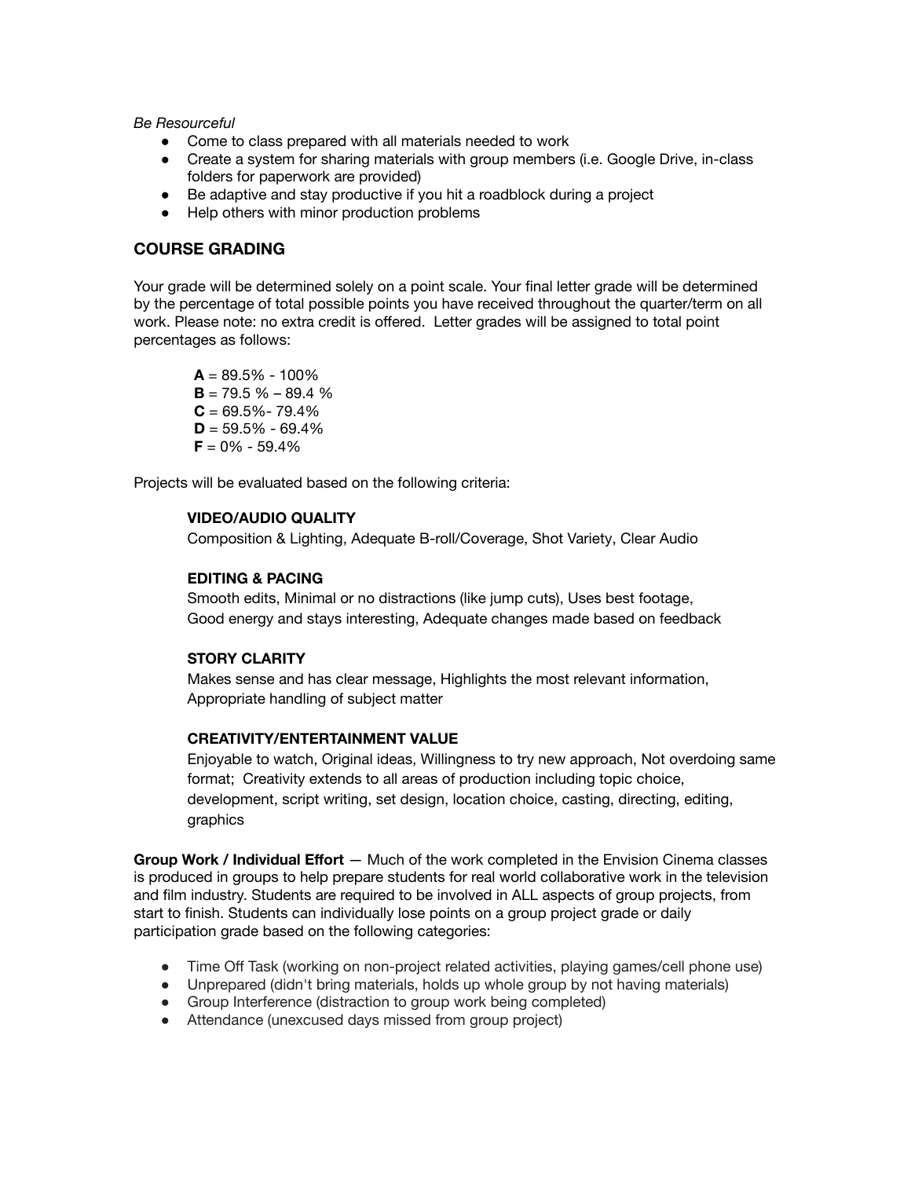*Be Resourceful*

- Come to class prepared with all materials needed to work
- Create a system for sharing materials with group members (i.e. Google Drive, in-class folders for paperwork are provided)
- Be adaptive and stay productive if you hit a roadblock during a project
- Help others with minor production problems

## COURSE GRADING

Your grade will be determined solely on a point scale. Your final letter grade will be determined by the percentage of total possible points you have received throughout the quarter/term on all work. Please note: no extra credit is offered. Letter grades will be assigned to total point percentages as follows:

**A** = 89.5% - 100%
**B** = 79.5 % – 89.4 %
**C** = 69.5%- 79.4%
**D** = 59.5% - 69.4%
**F** = 0% - 59.4%

Projects will be evaluated based on the following criteria:

**VIDEO/AUDIO QUALITY**
Composition & Lighting, Adequate B-roll/Coverage, Shot Variety, Clear Audio

**EDITING & PACING**
Smooth edits, Minimal or no distractions (like jump cuts), Uses best footage, Good energy and stays interesting, Adequate changes made based on feedback

**STORY CLARITY**
Makes sense and has clear message, Highlights the most relevant information, Appropriate handling of subject matter

**CREATIVITY/ENTERTAINMENT VALUE**
Enjoyable to watch, Original ideas, Willingness to try new approach, Not overdoing same format; Creativity extends to all areas of production including topic choice, development, script writing, set design, location choice, casting, directing, editing, graphics

**Group Work / Individual Effort** — Much of the work completed in the Envision Cinema classes is produced in groups to help prepare students for real world collaborative work in the television and film industry. Students are required to be involved in ALL aspects of group projects, from start to finish. Students can individually lose points on a group project grade or daily participation grade based on the following categories:

- Time Off Task (working on non-project related activities, playing games/cell phone use)
- Unprepared (didn't bring materials, holds up whole group by not having materials)
- Group Interference (distraction to group work being completed)
- Attendance (unexcused days missed from group project)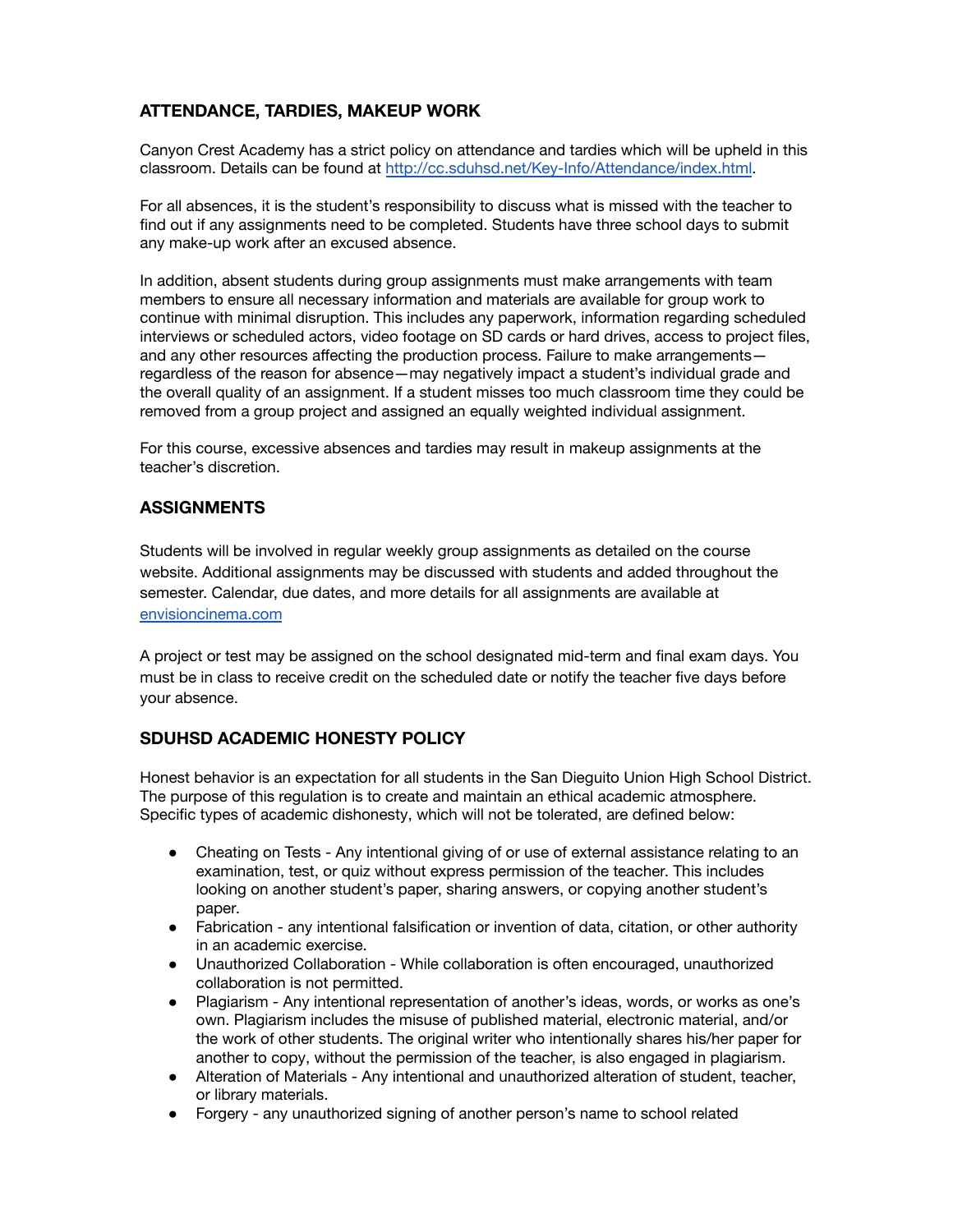## ATTENDANCE, TARDIES, MAKEUP WORK

Canyon Crest Academy has a strict policy on attendance and tardies which will be upheld in this classroom. Details can be found at [http://cc.sduhsd.net/Key-Info/Attendance/index.html](http://cc.sduhsd.net/Key-Info/Attendance/index.html).

For all absences, it is the student's responsibility to discuss what is missed with the teacher to find out if any assignments need to be completed. Students have three school days to submit any make-up work after an excused absence.

In addition, absent students during group assignments must make arrangements with team members to ensure all necessary information and materials are available for group work to continue with minimal disruption. This includes any paperwork, information regarding scheduled interviews or scheduled actors, video footage on SD cards or hard drives, access to project files, and any other resources affecting the production process. Failure to make arrangements—regardless of the reason for absence—may negatively impact a student's individual grade and the overall quality of an assignment. If a student misses too much classroom time they could be removed from a group project and assigned an equally weighted individual assignment.

For this course, excessive absences and tardies may result in makeup assignments at the teacher's discretion.

## ASSIGNMENTS

Students will be involved in regular weekly group assignments as detailed on the course website. Additional assignments may be discussed with students and added throughout the semester. Calendar, due dates, and more details for all assignments are available at [envisioncinema.com](envisioncinema.com)

A project or test may be assigned on the school designated mid-term and final exam days. You must be in class to receive credit on the scheduled date or notify the teacher five days before your absence.

## SDUHSD ACADEMIC HONESTY POLICY

Honest behavior is an expectation for all students in the San Dieguito Union High School District. The purpose of this regulation is to create and maintain an ethical academic atmosphere. Specific types of academic dishonesty, which will not be tolerated, are defined below:

- Cheating on Tests - Any intentional giving of or use of external assistance relating to an examination, test, or quiz without express permission of the teacher. This includes looking on another student's paper, sharing answers, or copying another student's paper.
- Fabrication - any intentional falsification or invention of data, citation, or other authority in an academic exercise.
- Unauthorized Collaboration - While collaboration is often encouraged, unauthorized collaboration is not permitted.
- Plagiarism - Any intentional representation of another's ideas, words, or works as one's own. Plagiarism includes the misuse of published material, electronic material, and/or the work of other students. The original writer who intentionally shares his/her paper for another to copy, without the permission of the teacher, is also engaged in plagiarism.
- Alteration of Materials - Any intentional and unauthorized alteration of student, teacher, or library materials.
- Forgery - any unauthorized signing of another person's name to school related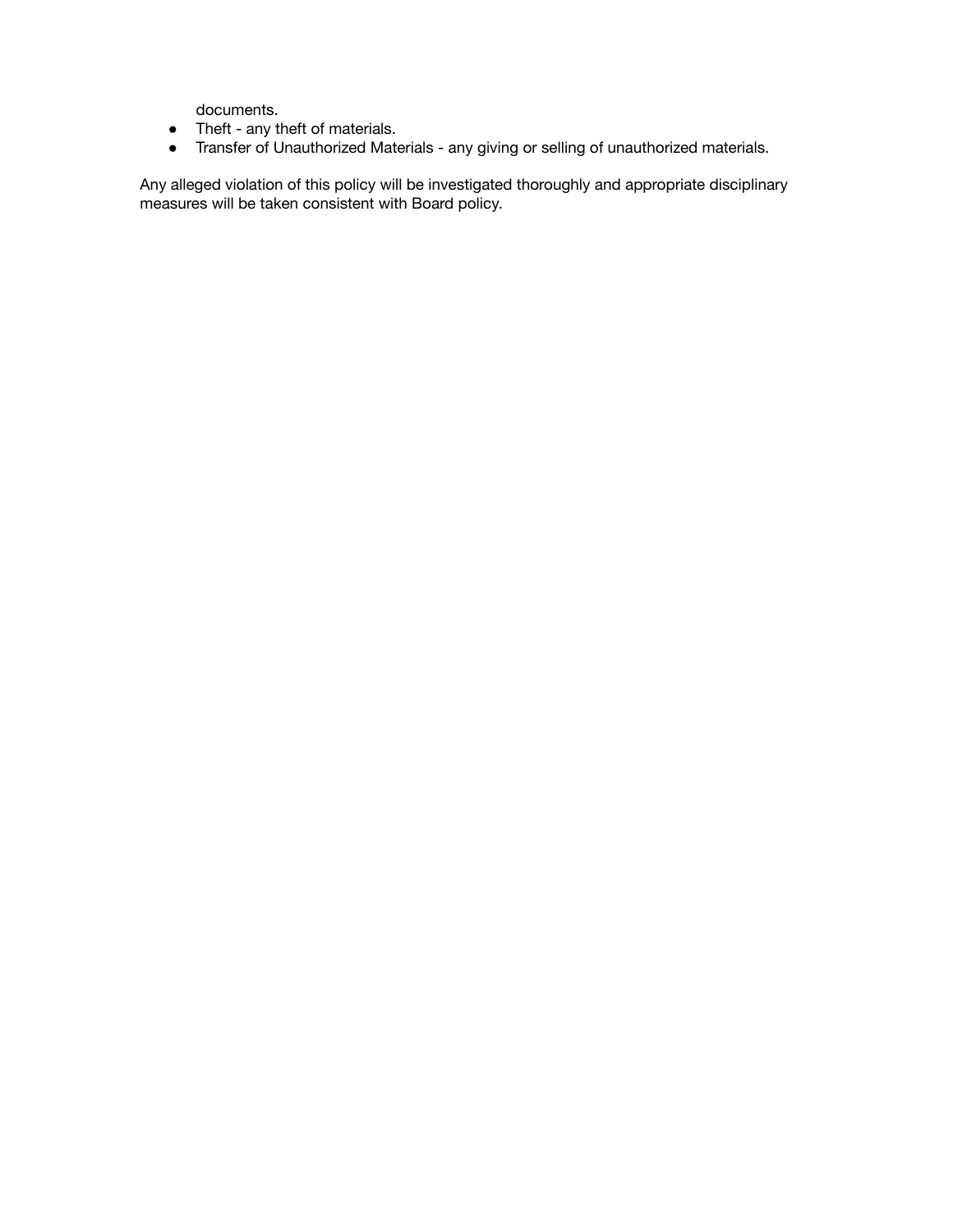documents.
- Theft - any theft of materials.
- Transfer of Unauthorized Materials - any giving or selling of unauthorized materials.

Any alleged violation of this policy will be investigated thoroughly and appropriate disciplinary measures will be taken consistent with Board policy.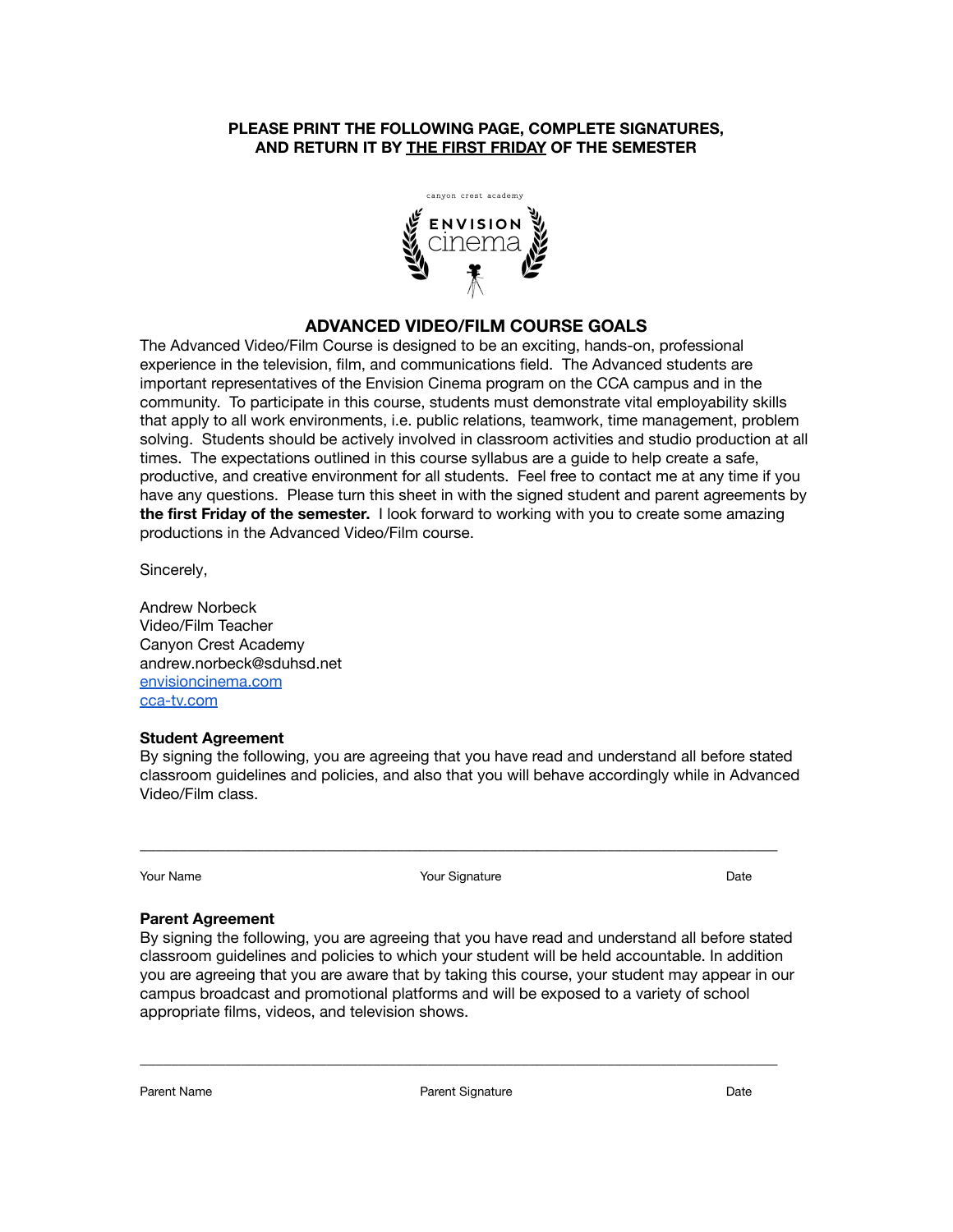**PLEASE PRINT THE FOLLOWING PAGE, COMPLETE SIGNATURES, AND RETURN IT BY THE FIRST FRIDAY OF THE SEMESTER**

canyon crest academy

ENVISION cinema

## ADVANCED VIDEO/FILM COURSE GOALS

The Advanced Video/Film Course is designed to be an exciting, hands-on, professional experience in the television, film, and communications field. The Advanced students are important representatives of the Envision Cinema program on the CCA campus and in the community. To participate in this course, students must demonstrate vital employability skills that apply to all work environments, i.e. public relations, teamwork, time management, problem solving. Students should be actively involved in classroom activities and studio production at all times. The expectations outlined in this course syllabus are a guide to help create a safe, productive, and creative environment for all students. Feel free to contact me at any time if you have any questions. Please turn this sheet in with the signed student and parent agreements by **the first Friday of the semester.** I look forward to working with you to create some amazing productions in the Advanced Video/Film course.

Sincerely,

Andrew Norbeck
Video/Film Teacher
Canyon Crest Academy
andrew.norbeck@sduhsd.net
envisioncinema.com
cca-tv.com

**Student Agreement**
By signing the following, you are agreeing that you have read and understand all before stated classroom guidelines and policies, and also that you will behave accordingly while in Advanced Video/Film class.

_______________________________________________________________________________

Your Name Your Signature Date

**Parent Agreement**
By signing the following, you are agreeing that you have read and understand all before stated classroom guidelines and policies to which your student will be held accountable. In addition you are agreeing that you are aware that by taking this course, your student may appear in our campus broadcast and promotional platforms and will be exposed to a variety of school appropriate films, videos, and television shows.

_______________________________________________________________________________

Parent Name Parent Signature Date